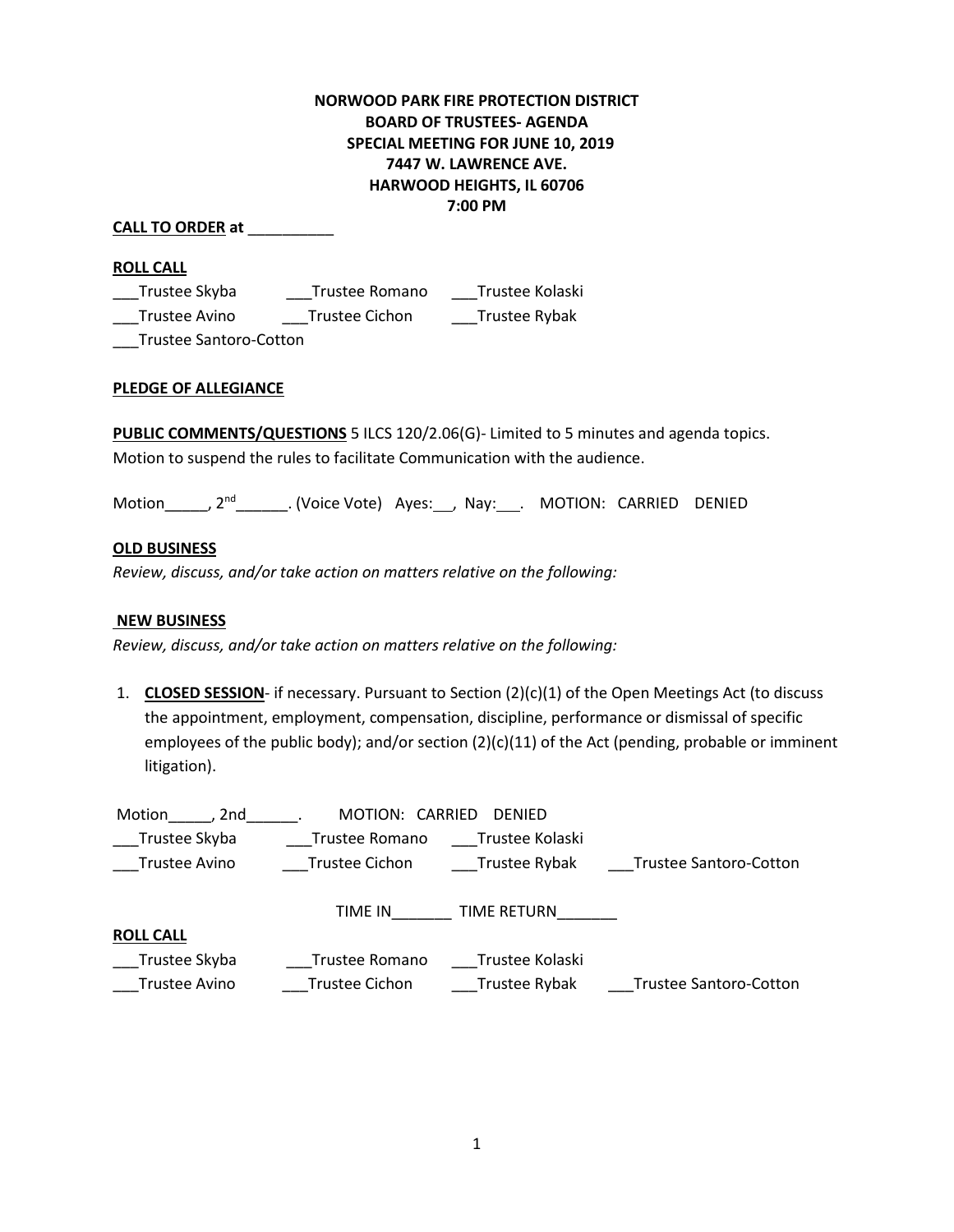**NORWOOD PARK FIRE PROTECTION DISTRICT**
**BOARD OF TRUSTEES- AGENDA**
**SPECIAL MEETING FOR JUNE 10, 2019**
**7447 W. LAWRENCE AVE.**
**HARWOOD HEIGHTS, IL 60706**
**7:00 PM**

**CALL TO ORDER at** __________

**ROLL CALL**

___Trustee Skyba ___Trustee Romano ___Trustee Kolaski
___Trustee Avino ___Trustee Cichon ___Trustee Rybak
___Trustee Santoro-Cotton

**PLEDGE OF ALLEGIANCE**

**PUBLIC COMMENTS/QUESTIONS** 5 ILCS 120/2.06(G)- Limited to 5 minutes and agenda topics.
Motion to suspend the rules to facilitate Communication with the audience.

Motion_____, 2nd______. (Voice Vote) Ayes:__, Nay:___. MOTION: CARRIED DENIED

**OLD BUSINESS**

*Review, discuss, and/or take action on matters relative on the following:*

**NEW BUSINESS**

*Review, discuss, and/or take action on matters relative on the following:*

1. **CLOSED SESSION**- if necessary. Pursuant to Section (2)(c)(1) of the Open Meetings Act (to discuss the appointment, employment, compensation, discipline, performance or dismissal of specific employees of the public body); and/or section (2)(c)(11) of the Act (pending, probable or imminent litigation).

Motion_____, 2nd______. MOTION: CARRIED DENIED
___Trustee Skyba ___Trustee Romano ___Trustee Kolaski
___Trustee Avino ___Trustee Cichon ___Trustee Rybak ___Trustee Santoro-Cotton

TIME IN_______ TIME RETURN_______

**ROLL CALL**

___Trustee Skyba ___Trustee Romano ___Trustee Kolaski
___Trustee Avino ___Trustee Cichon ___Trustee Rybak ___Trustee Santoro-Cotton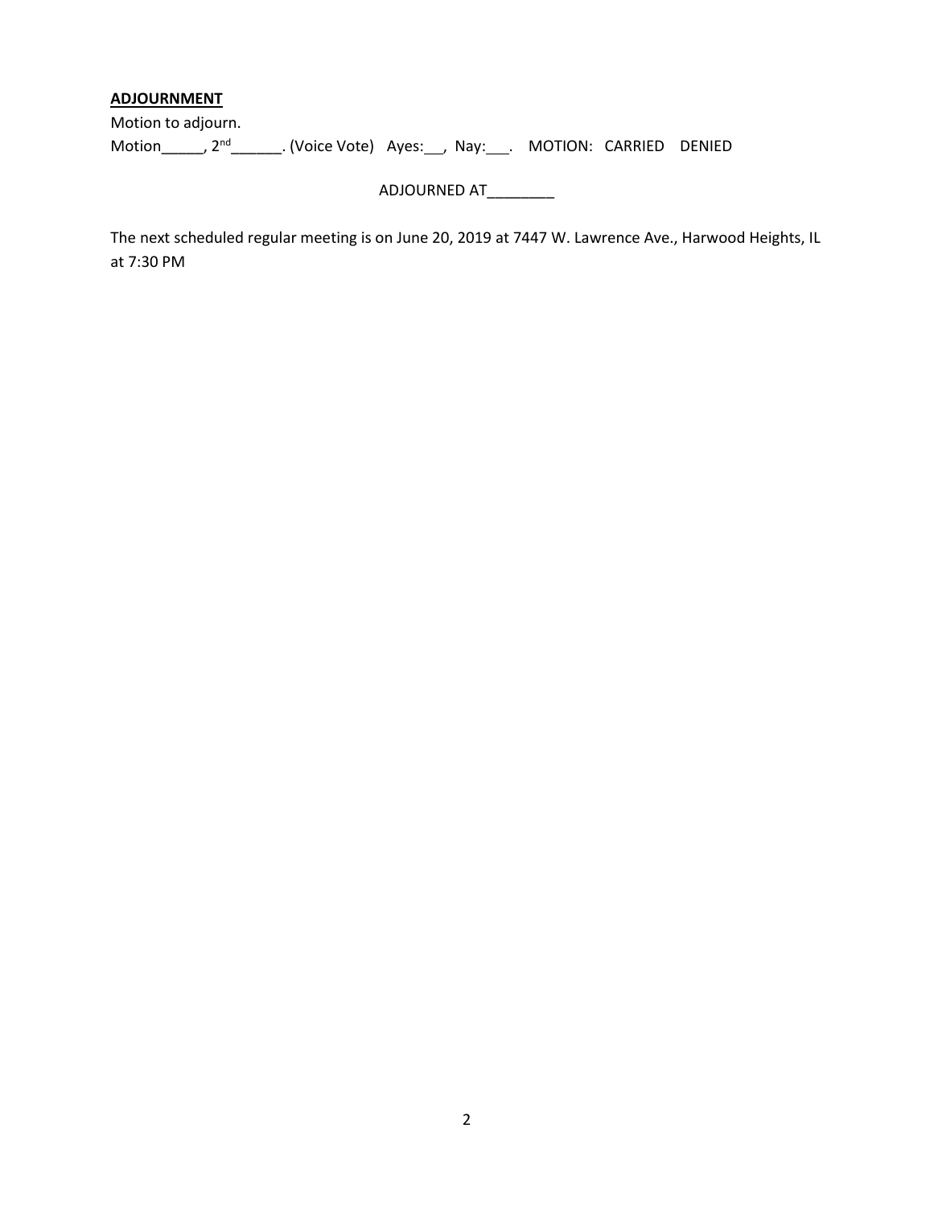**ADJOURNMENT**

Motion to adjourn.

Motion_____, 2nd______. (Voice Vote) Ayes:__, Nay:___. MOTION: CARRIED DENIED

ADJOURNED AT________

The next scheduled regular meeting is on June 20, 2019 at 7447 W. Lawrence Ave., Harwood Heights, IL at 7:30 PM